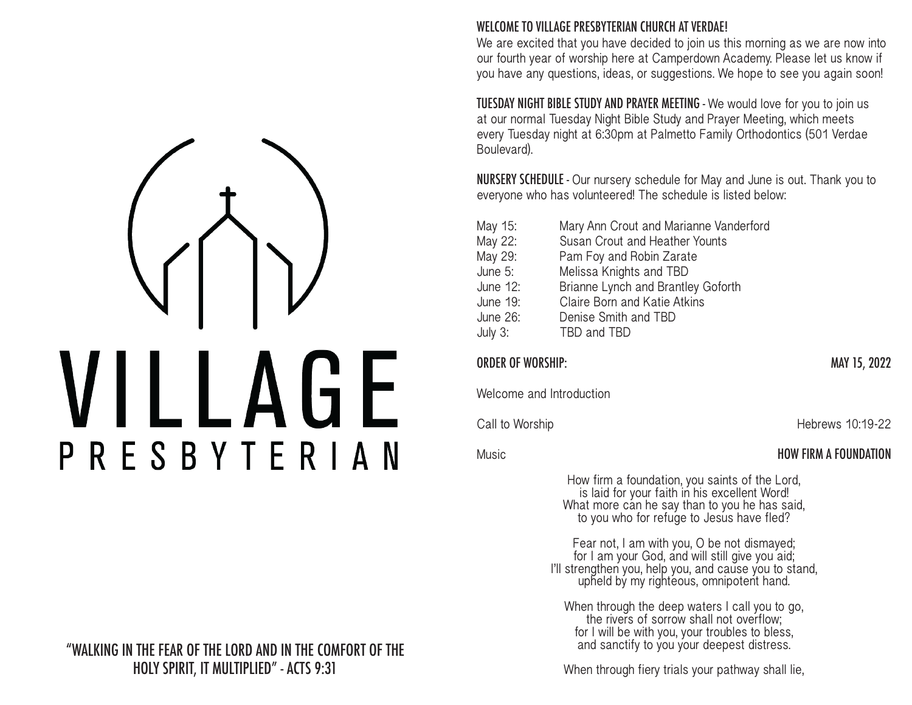# VILLAGE

## PRESBYTERIAN

"WALKING IN THE FEAR OF THE LORD AND IN THE COMFORT OF THE HOLY SPIRIT, IT MULTIPLIED" - ACTS 9:31

**WELCOME TO VILLAGE PRESBYTERIAN CHURCH AT VERDAE!**
We are excited that you have decided to join us this morning as we are now into our fourth year of worship here at Camperdown Academy. Please let us know if you have any questions, ideas, or suggestions. We hope to see you again soon!

**TUESDAY NIGHT BIBLE STUDY AND PRAYER MEETING** - We would love for you to join us at our normal Tuesday Night Bible Study and Prayer Meeting, which meets every Tuesday night at 6:30pm at Palmetto Family Orthodontics (501 Verdae Boulevard).

**NURSERY SCHEDULE** - Our nursery schedule for May and June is out. Thank you to everyone who has volunteered! The schedule is listed below:

| | |
|---|---|
| May 15: | Mary Ann Crout and Marianne Vanderford |
| May 22: | Susan Crout and Heather Younts |
| May 29: | Pam Foy and Robin Zarate |
| June 5: | Melissa Knights and TBD |
| June 12: | Brianne Lynch and Brantley Goforth |
| June 19: | Claire Born and Katie Atkins |
| June 26: | Denise Smith and TBD |
| July 3: | TBD and TBD |

**ORDER OF WORSHIP:** **MAY 15, 2022**

Welcome and Introduction

Call to Worship — Hebrews 10:19-22

Music — **HOW FIRM A FOUNDATION**

How firm a foundation, you saints of the Lord,
is laid for your faith in his excellent Word!
What more can he say than to you he has said,
to you who for refuge to Jesus have fled?

Fear not, I am with you, O be not dismayed;
for I am your God, and will still give you aid;
I'll strengthen you, help you, and cause you to stand,
upheld by my righteous, omnipotent hand.

When through the deep waters I call you to go,
the rivers of sorrow shall not overflow;
for I will be with you, your troubles to bless,
and sanctify to you your deepest distress.

When through fiery trials your pathway shall lie,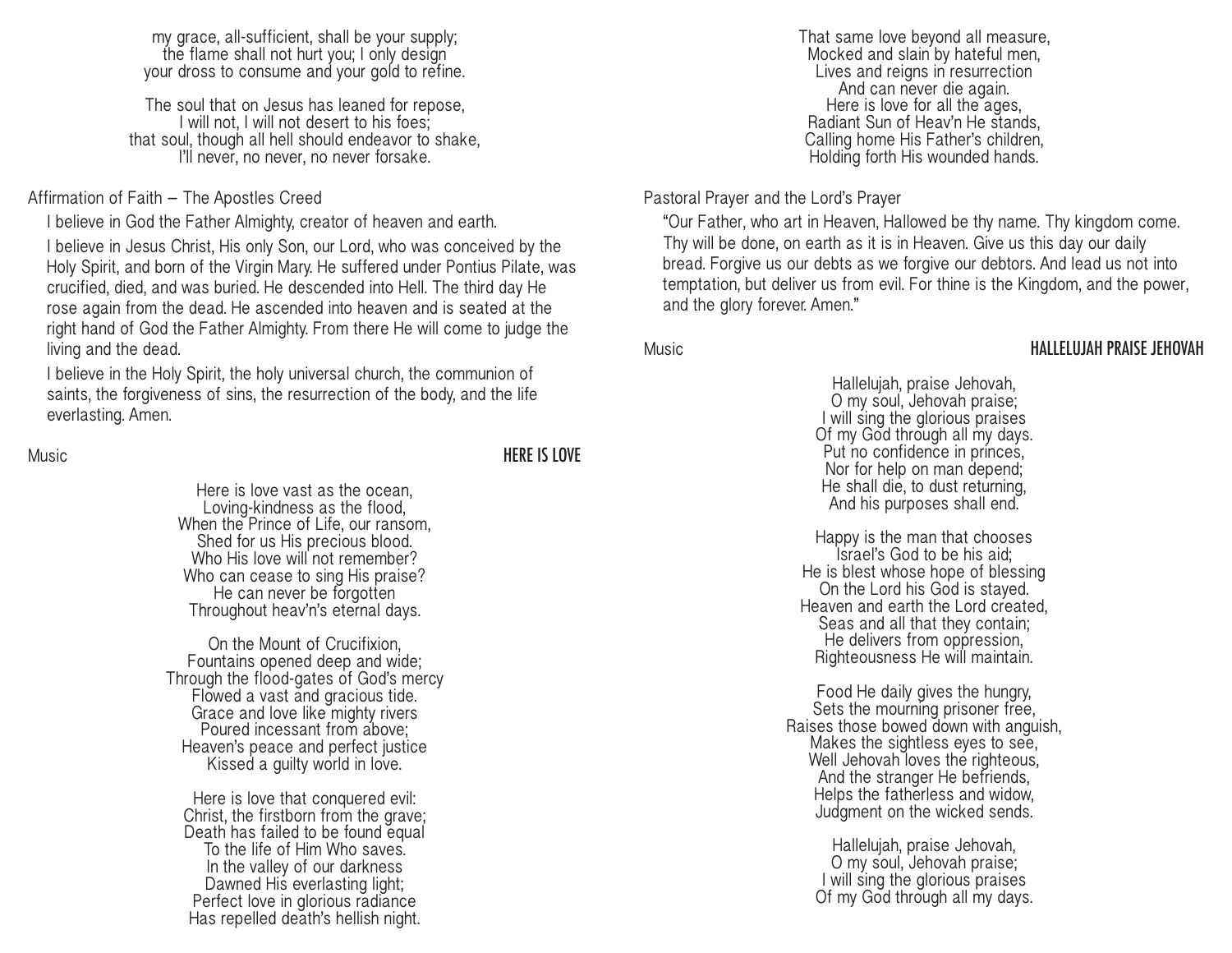my grace, all-sufficient, shall be your supply;
the flame shall not hurt you; I only design
your dross to consume and your gold to refine.

The soul that on Jesus has leaned for repose,
I will not, I will not desert to his foes;
that soul, though all hell should endeavor to shake,
I'll never, no never, no never forsake.

Affirmation of Faith – The Apostles Creed

I believe in God the Father Almighty, creator of heaven and earth.

I believe in Jesus Christ, His only Son, our Lord, who was conceived by the Holy Spirit, and born of the Virgin Mary. He suffered under Pontius Pilate, was crucified, died, and was buried. He descended into Hell. The third day He rose again from the dead. He ascended into heaven and is seated at the right hand of God the Father Almighty. From there He will come to judge the living and the dead.

I believe in the Holy Spirit, the holy universal church, the communion of saints, the forgiveness of sins, the resurrection of the body, and the life everlasting. Amen.

Music **HERE IS LOVE**

Here is love vast as the ocean,
Loving-kindness as the flood,
When the Prince of Life, our ransom,
Shed for us His precious blood.
Who His love will not remember?
Who can cease to sing His praise?
He can never be forgotten
Throughout heav'n's eternal days.

On the Mount of Crucifixion,
Fountains opened deep and wide;
Through the flood-gates of God's mercy
Flowed a vast and gracious tide.
Grace and love like mighty rivers
Poured incessant from above;
Heaven's peace and perfect justice
Kissed a guilty world in love.

Here is love that conquered evil:
Christ, the firstborn from the grave;
Death has failed to be found equal
To the life of Him Who saves.
In the valley of our darkness
Dawned His everlasting light;
Perfect love in glorious radiance
Has repelled death's hellish night.

That same love beyond all measure,
Mocked and slain by hateful men,
Lives and reigns in resurrection
And can never die again.
Here is love for all the ages,
Radiant Sun of Heav'n He stands,
Calling home His Father's children,
Holding forth His wounded hands.

Pastoral Prayer and the Lord's Prayer

"Our Father, who art in Heaven, Hallowed be thy name. Thy kingdom come. Thy will be done, on earth as it is in Heaven. Give us this day our daily bread. Forgive us our debts as we forgive our debtors. And lead us not into temptation, but deliver us from evil. For thine is the Kingdom, and the power, and the glory forever. Amen."

Music **HALLELUJAH PRAISE JEHOVAH**

Hallelujah, praise Jehovah,
O my soul, Jehovah praise;
I will sing the glorious praises
Of my God through all my days.
Put no confidence in princes,
Nor for help on man depend;
He shall die, to dust returning,
And his purposes shall end.

Happy is the man that chooses
Israel's God to be his aid;
He is blest whose hope of blessing
On the Lord his God is stayed.
Heaven and earth the Lord created,
Seas and all that they contain;
He delivers from oppression,
Righteousness He will maintain.

Food He daily gives the hungry,
Sets the mourning prisoner free,
Raises those bowed down with anguish,
Makes the sightless eyes to see,
Well Jehovah loves the righteous,
And the stranger He befriends,
Helps the fatherless and widow,
Judgment on the wicked sends.

Hallelujah, praise Jehovah,
O my soul, Jehovah praise;
I will sing the glorious praises
Of my God through all my days.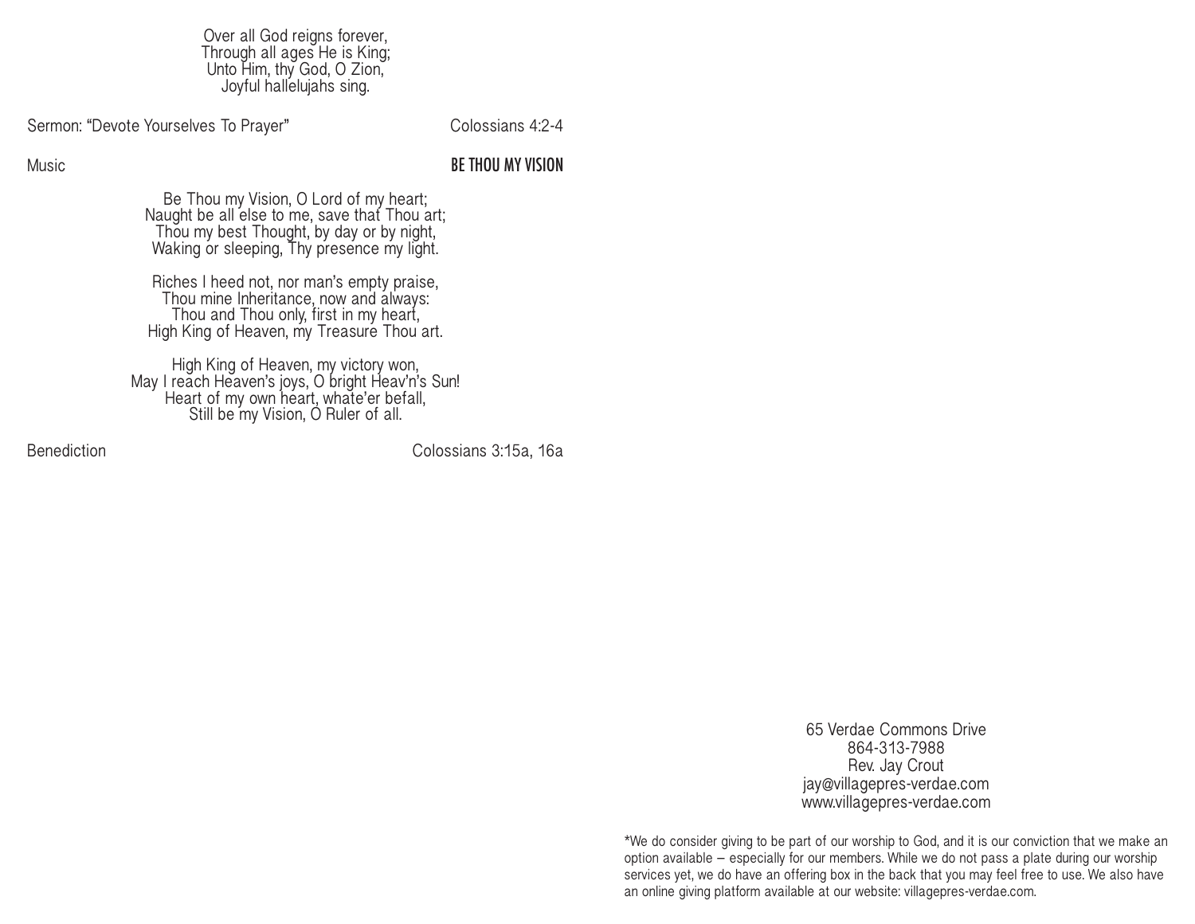Over all God reigns forever,
Through all ages He is King;
Unto Him, thy God, O Zion,
Joyful hallelujahs sing.

Sermon: "Devote Yourselves To Prayer" Colossians 4:2-4

Music **BE THOU MY VISION**

Be Thou my Vision, O Lord of my heart;
Naught be all else to me, save that Thou art;
Thou my best Thought, by day or by night,
Waking or sleeping, Thy presence my light.

Riches I heed not, nor man's empty praise,
Thou mine Inheritance, now and always:
Thou and Thou only, first in my heart,
High King of Heaven, my Treasure Thou art.

High King of Heaven, my victory won,
May I reach Heaven's joys, O bright Heav'n's Sun!
Heart of my own heart, whate'er befall,
Still be my Vision, O Ruler of all.

Benediction Colossians 3:15a, 16a

65 Verdae Commons Drive
864-313-7988
Rev. Jay Crout
jay@villagepres-verdae.com
www.villagepres-verdae.com

*We do consider giving to be part of our worship to God, and it is our conviction that we make an option available – especially for our members. While we do not pass a plate during our worship services yet, we do have an offering box in the back that you may feel free to use. We also have an online giving platform available at our website: villagepres-verdae.com.